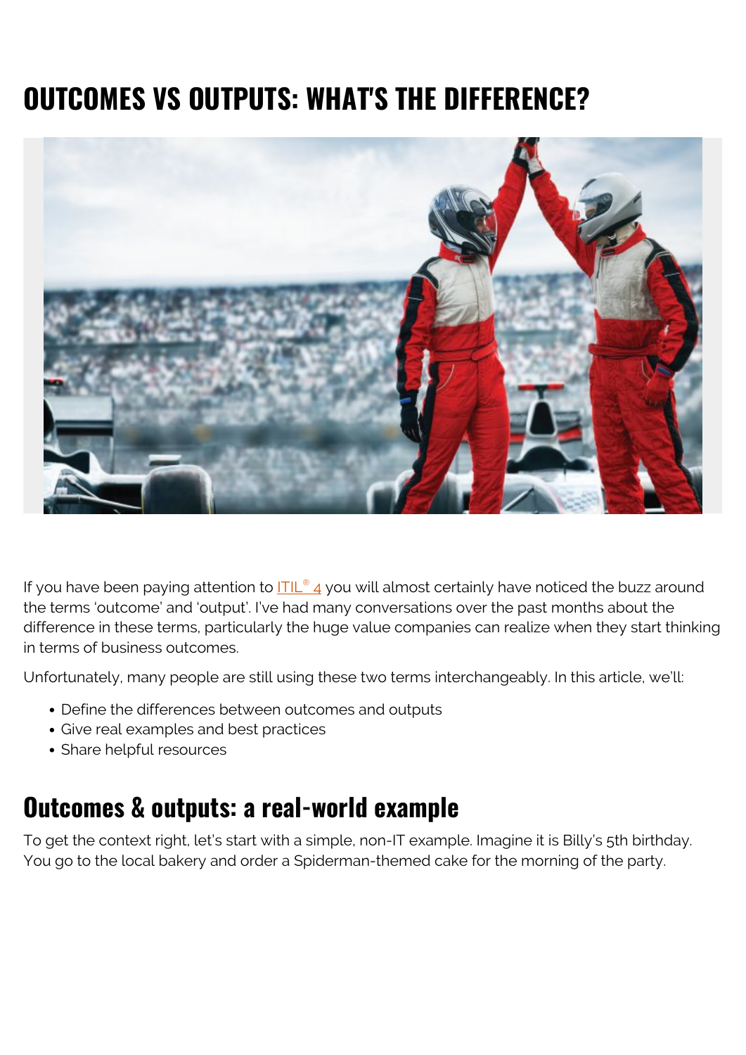# OUTCOMES VS OUTPUTS: WHAT'S THE DIFFERENCE?

If you have been paying attention to ITIL® 4 you will almost certainly have noticed the buzz around the terms 'outcome' and 'output'. I've had many conversations over the past months about the difference in these terms, particularly the huge value companies can realize when they start thinking in terms of business outcomes.

Unfortunately, many people are still using these two terms interchangeably. In this article, we'll:

- Define the differences between outcomes and outputs
- Give real examples and best practices
- Share helpful resources

## Outcomes & outputs: a real-world example

To get the context right, let's start with a simple, non-IT example. Imagine it is Billy's 5th birthday. You go to the local bakery and order a Spiderman-themed cake for the morning of the party.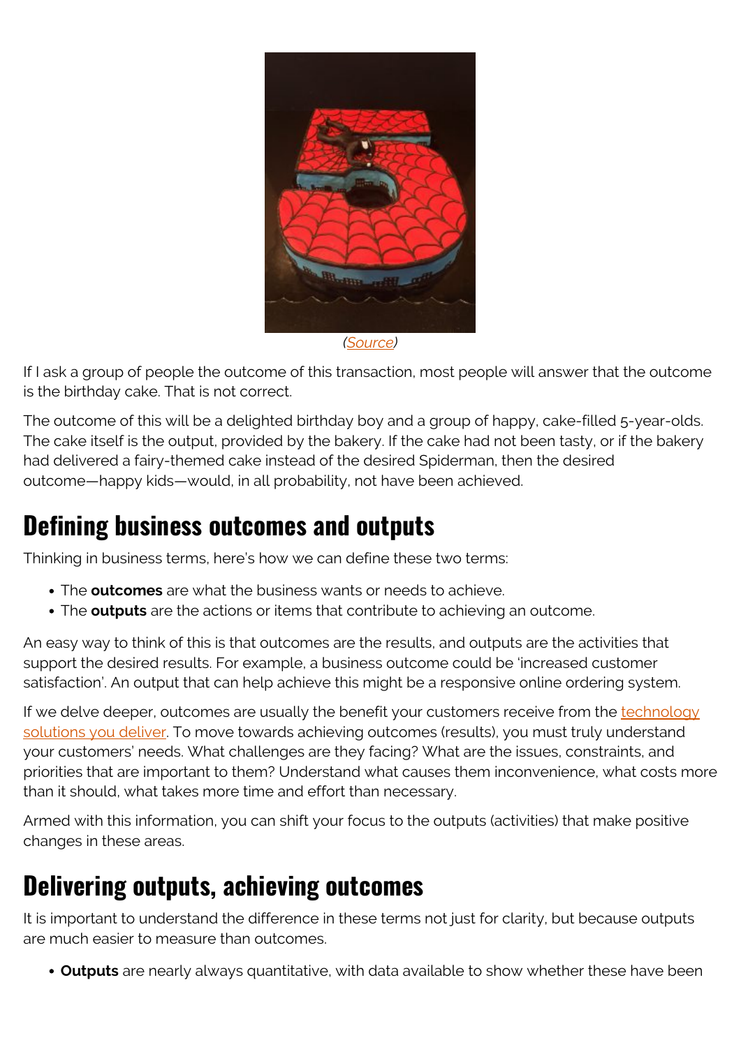(Source)

If I ask a group of people the outcome of this transaction, most people will answer that the outcome is the birthday cake. That is not correct.

The outcome of this will be a delighted birthday boy and a group of happy, cake-filled 5-year-olds. The cake itself is the output, provided by the bakery. If the cake had not been tasty, or if the bakery had delivered a fairy-themed cake instead of the desired Spiderman, then the desired outcome—happy kids—would, in all probability, not have been achieved.

## Defining business outcomes and outputs

Thinking in business terms, here's how we can define these two terms:

- The **outcomes** are what the business wants or needs to achieve.
- The **outputs** are the actions or items that contribute to achieving an outcome.

An easy way to think of this is that outcomes are the results, and outputs are the activities that support the desired results. For example, a business outcome could be 'increased customer satisfaction'. An output that can help achieve this might be a responsive online ordering system.

If we delve deeper, outcomes are usually the benefit your customers receive from the technology solutions you deliver. To move towards achieving outcomes (results), you must truly understand your customers' needs. What challenges are they facing? What are the issues, constraints, and priorities that are important to them? Understand what causes them inconvenience, what costs more than it should, what takes more time and effort than necessary.

Armed with this information, you can shift your focus to the outputs (activities) that make positive changes in these areas.

## Delivering outputs, achieving outcomes

It is important to understand the difference in these terms not just for clarity, but because outputs are much easier to measure than outcomes.

- **Outputs** are nearly always quantitative, with data available to show whether these have been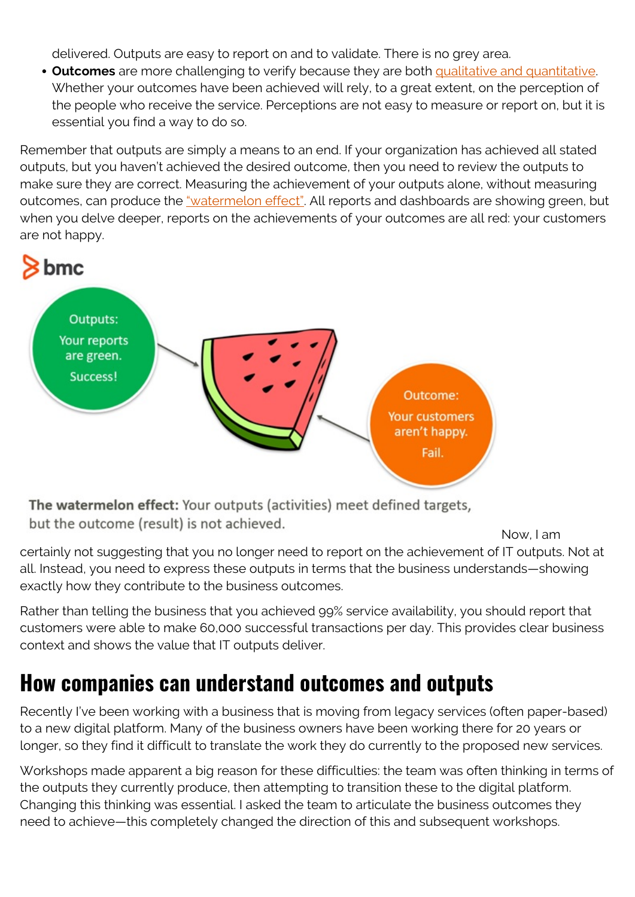delivered. Outputs are easy to report on and to validate. There is no grey area.

- **Outcomes** are more challenging to verify because they are both qualitative and quantitative. Whether your outcomes have been achieved will rely, to a great extent, on the perception of the people who receive the service. Perceptions are not easy to measure or report on, but it is essential you find a way to do so.

Remember that outputs are simply a means to an end. If your organization has achieved all stated outputs, but you haven't achieved the desired outcome, then you need to review the outputs to make sure they are correct. Measuring the achievement of your outputs alone, without measuring outcomes, can produce the "watermelon effect". All reports and dashboards are showing green, but when you delve deeper, reports on the achievements of your outcomes are all red: your customers are not happy.

**The watermelon effect:** Your outputs (activities) meet defined targets, but the outcome (result) is not achieved.

Now, I am certainly not suggesting that you no longer need to report on the achievement of IT outputs. Not at all. Instead, you need to express these outputs in terms that the business understands—showing exactly how they contribute to the business outcomes.

Rather than telling the business that you achieved 99% service availability, you should report that customers were able to make 60,000 successful transactions per day. This provides clear business context and shows the value that IT outputs deliver.

## How companies can understand outcomes and outputs

Recently I've been working with a business that is moving from legacy services (often paper-based) to a new digital platform. Many of the business owners have been working there for 20 years or longer, so they find it difficult to translate the work they do currently to the proposed new services.

Workshops made apparent a big reason for these difficulties: the team was often thinking in terms of the outputs they currently produce, then attempting to transition these to the digital platform. Changing this thinking was essential. I asked the team to articulate the business outcomes they need to achieve—this completely changed the direction of this and subsequent workshops.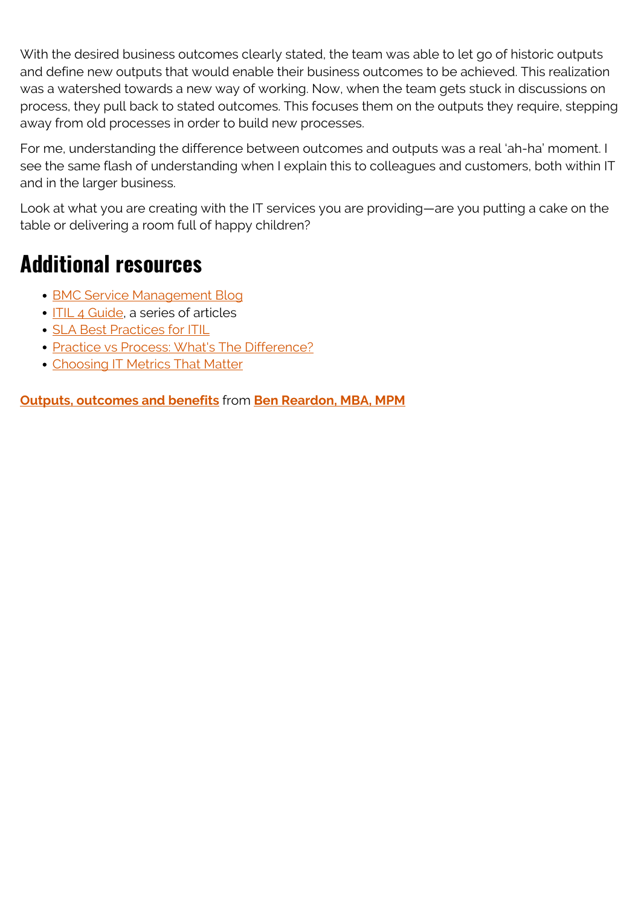With the desired business outcomes clearly stated, the team was able to let go of historic outputs and define new outputs that would enable their business outcomes to be achieved. This realization was a watershed towards a new way of working. Now, when the team gets stuck in discussions on process, they pull back to stated outcomes. This focuses them on the outputs they require, stepping away from old processes in order to build new processes.

For me, understanding the difference between outcomes and outputs was a real 'ah-ha' moment. I see the same flash of understanding when I explain this to colleagues and customers, both within IT and in the larger business.

Look at what you are creating with the IT services you are providing—are you putting a cake on the table or delivering a room full of happy children?

## Additional resources

- BMC Service Management Blog
- ITIL 4 Guide, a series of articles
- SLA Best Practices for ITIL
- Practice vs Process: What's The Difference?
- Choosing IT Metrics That Matter

**Outputs, outcomes and benefits** from **Ben Reardon, MBA, MPM**